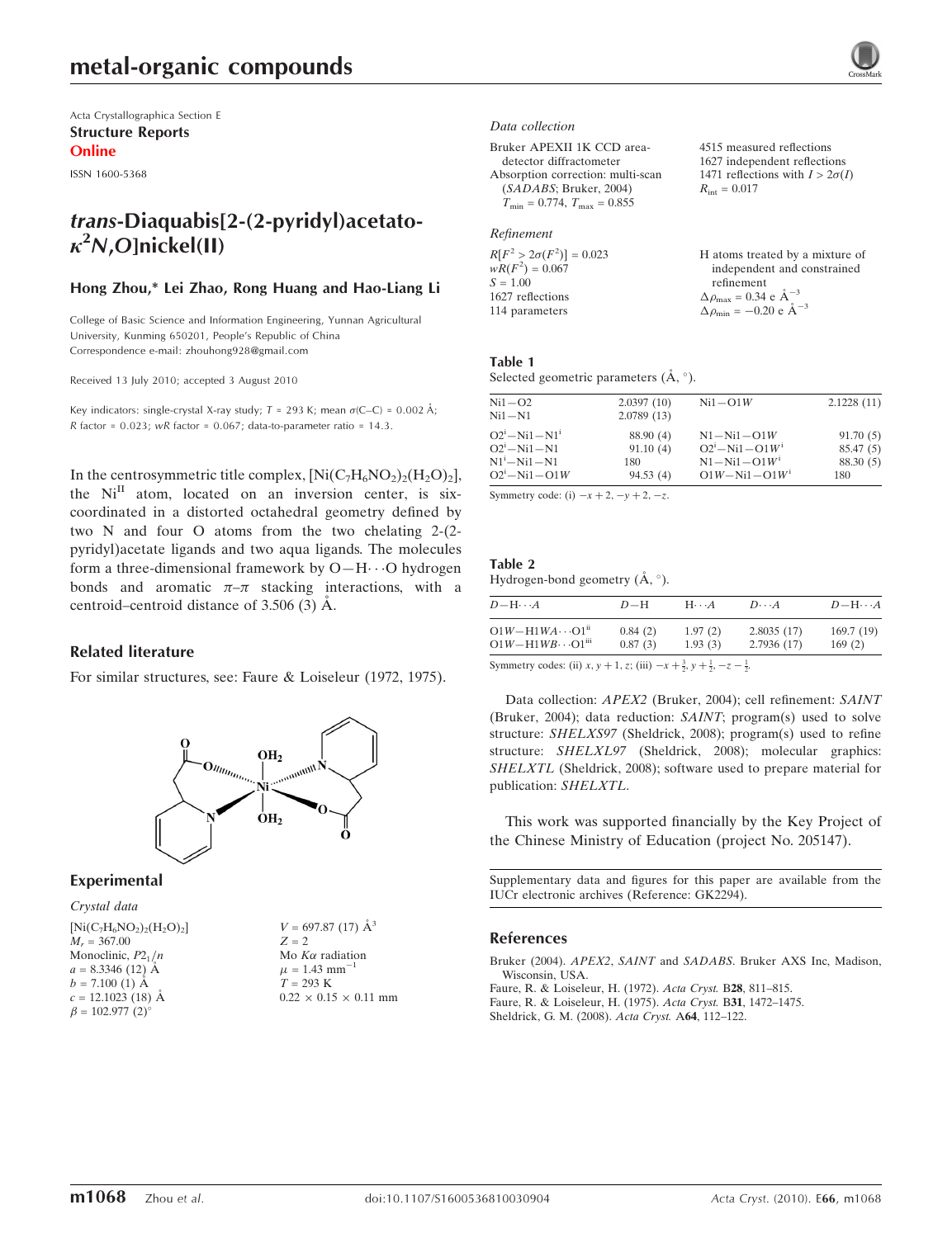# metal-organic compounds

Acta Crystallographica Section E
**Structure Reports Online**
ISSN 1600-5368

# *trans*-Diaquabis[2-(2-pyridyl)acetato-$\kappa^2N,O$]nickel(II)

**Hong Zhou,\* Lei Zhao, Rong Huang and Hao-Liang Li**

College of Basic Science and Information Engineering, Yunnan Agricultural University, Kunming 650201, People's Republic of China
Correspondence e-mail: zhouhong928@gmail.com

Received 13 July 2010; accepted 3 August 2010

Key indicators: single-crystal X-ray study; $T$ = 293 K; mean $\sigma$(C–C) = 0.002 Å; $R$ factor = 0.023; $wR$ factor = 0.067; data-to-parameter ratio = 14.3.

In the centrosymmetric title complex, $[Ni(C_7H_6NO_2)_2(H_2O)_2]$, the $Ni^{II}$ atom, located on an inversion center, is six-coordinated in a distorted octahedral geometry defined by two N and four O atoms from the two chelating 2-(2-pyridyl)acetate ligands and two aqua ligands. The molecules form a three-dimensional framework by O—H⋯O hydrogen bonds and aromatic $\pi$–$\pi$ stacking interactions, with a centroid–centroid distance of 3.506 (3) Å.

## Related literature

For similar structures, see: Faure & Loiseleur (1972, 1975).

## Experimental

### Crystal data

$[Ni(C_7H_6NO_2)_2(H_2O)_2]$
$M_r$ = 367.00
Monoclinic, $P2_1/n$
$a$ = 8.3346 (12) Å
$b$ = 7.100 (1) Å
$c$ = 12.1023 (18) Å
$\beta$ = 102.977 (2)°
$V$ = 697.87 (17) Å$^3$
$Z$ = 2
Mo $K\alpha$ radiation
$\mu$ = 1.43 mm$^{-1}$
$T$ = 293 K
0.22 × 0.15 × 0.11 mm

### Data collection

Bruker APEXII 1K CCD area-detector diffractometer
Absorption correction: multi-scan (*SADABS*; Bruker, 2004)
$T_{min}$ = 0.774, $T_{max}$ = 0.855
4515 measured reflections
1627 independent reflections
1471 reflections with $I > 2\sigma(I)$
$R_{int}$ = 0.017

### Refinement

$R[F^2 > 2\sigma(F^2)]$ = 0.023
$wR(F^2)$ = 0.067
$S$ = 1.00
1627 reflections
114 parameters
H atoms treated by a mixture of independent and constrained refinement
$\Delta\rho_{max}$ = 0.34 e Å$^{-3}$
$\Delta\rho_{min}$ = −0.20 e Å$^{-3}$

**Table 1**
Selected geometric parameters (Å, °).

| | | | |
|---|---|---|---|
| Ni1—O2 | 2.0397 (10) | Ni1—O1*W* | 2.1228 (11) |
| Ni1—N1 | 2.0789 (13) | | |
| O2$^i$—Ni1—N1$^i$ | 88.90 (4) | N1—Ni1—O1*W* | 91.70 (5) |
| O2$^i$—Ni1—N1 | 91.10 (4) | O2$^i$—Ni1—O1*W*$^i$ | 85.47 (5) |
| N1$^i$—Ni1—N1 | 180 | N1—Ni1—O1*W*$^i$ | 88.30 (5) |
| O2$^i$—Ni1—O1*W* | 94.53 (4) | O1*W*—Ni1—O1*W*$^i$ | 180 |

Symmetry code: (i) $-x+2, -y+2, -z$.

**Table 2**
Hydrogen-bond geometry (Å, °).

| $D$—H⋯$A$ | $D$—H | H⋯$A$ | $D$⋯$A$ | $D$—H⋯$A$ |
|---|---|---|---|---|
| O1*W*—H1*WA*⋯O1$^{ii}$ | 0.84 (2) | 1.97 (2) | 2.8035 (17) | 169.7 (19) |
| O1*W*—H1*WB*⋯O1$^{iii}$ | 0.87 (3) | 1.93 (3) | 2.7936 (17) | 169 (2) |

Symmetry codes: (ii) $x, y+1, z$; (iii) $-x+\frac{3}{2}, y+\frac{1}{2}, -z-\frac{1}{2}$.

Data collection: *APEX2* (Bruker, 2004); cell refinement: *SAINT* (Bruker, 2004); data reduction: *SAINT*; program(s) used to solve structure: *SHELXS97* (Sheldrick, 2008); program(s) used to refine structure: *SHELXL97* (Sheldrick, 2008); molecular graphics: *SHELXTL* (Sheldrick, 2008); software used to prepare material for publication: *SHELXTL*.

This work was supported financially by the Key Project of the Chinese Ministry of Education (project No. 205147).

Supplementary data and figures for this paper are available from the IUCr electronic archives (Reference: GK2294).

## References

Bruker (2004). *APEX2*, *SAINT* and *SADABS*. Bruker AXS Inc, Madison, Wisconsin, USA.
Faure, R. & Loiseleur, H. (1972). *Acta Cryst.* B**28**, 811–815.
Faure, R. & Loiseleur, H. (1975). *Acta Cryst.* B**31**, 1472–1475.
Sheldrick, G. M. (2008). *Acta Cryst.* A**64**, 112–122.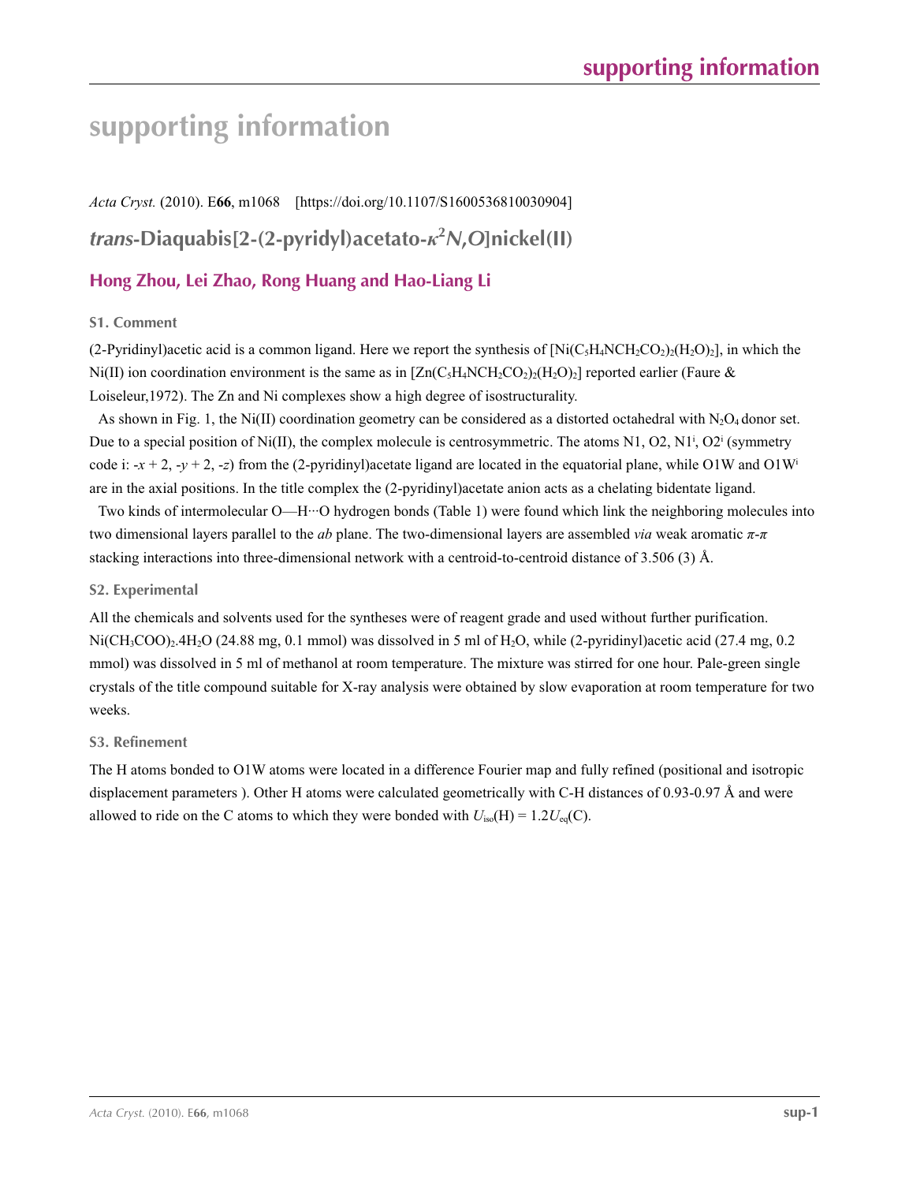# supporting information

*Acta Cryst.* (2010). E**66**, m1068 [https://doi.org/10.1107/S1600536810030904]

## *trans*-Diaquabis[2-(2-pyridyl)acetato-$\kappa^2N,O$]nickel(II)

### Hong Zhou, Lei Zhao, Rong Huang and Hao-Liang Li

#### S1. Comment

(2-Pyridinyl)acetic acid is a common ligand. Here we report the synthesis of [$Ni(C_5H_4NCH_2CO_2)_2(H_2O)_2$], in which the Ni(II) ion coordination environment is the same as in [$Zn(C_5H_4NCH_2CO_2)_2(H_2O)_2$] reported earlier (Faure & Loiseleur,1972). The Zn and Ni complexes show a high degree of isostructurality.

As shown in Fig. 1, the Ni(II) coordination geometry can be considered as a distorted octahedral with $N_2O_4$ donor set. Due to a special position of Ni(II), the complex molecule is centrosymmetric. The atoms N1, O2, N1$^i$, O2$^i$ (symmetry code i: $-x + 2$, $-y + 2$, $-z$) from the (2-pyridinyl)acetate ligand are located in the equatorial plane, while O1W and O1W$^i$ are in the axial positions. In the title complex the (2-pyridinyl)acetate anion acts as a chelating bidentate ligand.

Two kinds of intermolecular O—H···O hydrogen bonds (Table 1) were found which link the neighboring molecules into two dimensional layers parallel to the *ab* plane. The two-dimensional layers are assembled *via* weak aromatic $\pi$-$\pi$ stacking interactions into three-dimensional network with a centroid-to-centroid distance of 3.506 (3) Å.

#### S2. Experimental

All the chemicals and solvents used for the syntheses were of reagent grade and used without further purification. $Ni(CH_3COO)_2.4H_2O$ (24.88 mg, 0.1 mmol) was dissolved in 5 ml of $H_2O$, while (2-pyridinyl)acetic acid (27.4 mg, 0.2 mmol) was dissolved in 5 ml of methanol at room temperature. The mixture was stirred for one hour. Pale-green single crystals of the title compound suitable for X-ray analysis were obtained by slow evaporation at room temperature for two weeks.

#### S3. Refinement

The H atoms bonded to O1W atoms were located in a difference Fourier map and fully refined (positional and isotropic displacement parameters ). Other H atoms were calculated geometrically with C-H distances of 0.93-0.97 Å and were allowed to ride on the C atoms to which they were bonded with $U_{iso}(H) = 1.2U_{eq}(C)$.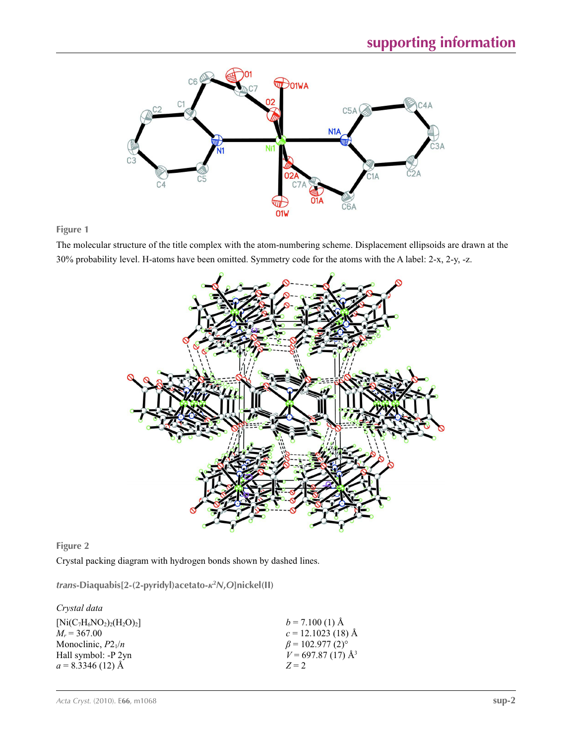**Figure 1**

The molecular structure of the title complex with the atom-numbering scheme. Displacement ellipsoids are drawn at the 30% probability level. H-atoms have been omitted. Symmetry code for the atoms with the A label: 2-x, 2-y, -z.

**Figure 2**

Crystal packing diagram with hydrogen bonds shown by dashed lines.

## *trans*-Diaquabis[2-(2-pyridyl)acetato-$\kappa^2N,O$]nickel(II)

### *Crystal data*

$[Ni(C_7H_6NO_2)_2(H_2O)_2]$
$M_r = 367.00$
Monoclinic, $P2_1/n$
Hall symbol: -P 2yn
$a = 8.3346$ (12) Å
$b = 7.100$ (1) Å
$c = 12.1023$ (18) Å
$\beta = 102.977$ (2)°
$V = 697.87$ (17) Å$^3$
$Z = 2$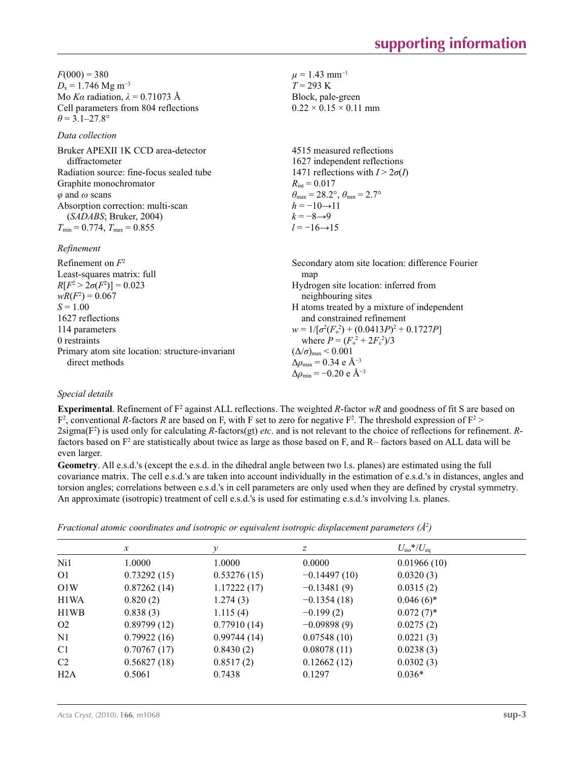$F(000) = 380$
$D_x = 1.746$ Mg m$^{-3}$
Mo $K\alpha$ radiation, $\lambda = 0.71073$ Å
Cell parameters from 804 reflections
$\theta = 3.1–27.8°$
$\mu = 1.43$ mm$^{-1}$
$T = 293$ K
Block, pale-green
0.22 × 0.15 × 0.11 mm

*Data collection*

Bruker APEXII 1K CCD area-detector diffractometer
Radiation source: fine-focus sealed tube
Graphite monochromator
$\varphi$ and $\omega$ scans
Absorption correction: multi-scan (*SADABS*; Bruker, 2004)
$T_{min} = 0.774$, $T_{max} = 0.855$
4515 measured reflections
1627 independent reflections
1471 reflections with $I > 2\sigma(I)$
$R_{int} = 0.017$
$\theta_{max} = 28.2°$, $\theta_{min} = 2.7°$
$h = -10 \rightarrow 11$
$k = -8 \rightarrow 9$
$l = -16 \rightarrow 15$

*Refinement*

Refinement on $F^2$
Least-squares matrix: full
$R[F^2 > 2\sigma(F^2)] = 0.023$
$wR(F^2) = 0.067$
$S = 1.00$
1627 reflections
114 parameters
0 restraints
Primary atom site location: structure-invariant direct methods
Secondary atom site location: difference Fourier map
Hydrogen site location: inferred from neighbouring sites
H atoms treated by a mixture of independent and constrained refinement
$w = 1/[\sigma^2(F_o^2) + (0.0413P)^2 + 0.1727P]$
where $P = (F_o^2 + 2F_c^2)/3$
$(\Delta/\sigma)_{max} < 0.001$
$\Delta\rho_{max} = 0.34$ e Å$^{-3}$
$\Delta\rho_{min} = -0.20$ e Å$^{-3}$

*Special details*

**Experimental**. Refinement of F$^2$ against ALL reflections. The weighted *R*-factor *wR* and goodness of fit S are based on F$^2$, conventional *R*-factors *R* are based on F, with F set to zero for negative F$^2$. The threshold expression of F$^2$ > 2sigma(F$^2$) is used only for calculating *R*-factors(gt) *etc*. and is not relevant to the choice of reflections for refinement. *R*-factors based on F$^2$ are statistically about twice as large as those based on F, and R– factors based on ALL data will be even larger.

**Geometry**. All e.s.d.'s (except the e.s.d. in the dihedral angle between two l.s. planes) are estimated using the full covariance matrix. The cell e.s.d.'s are taken into account individually in the estimation of e.s.d.'s in distances, angles and torsion angles; correlations between e.s.d.'s in cell parameters are only used when they are defined by crystal symmetry. An approximate (isotropic) treatment of cell e.s.d.'s is used for estimating e.s.d.'s involving l.s. planes.

*Fractional atomic coordinates and isotropic or equivalent isotropic displacement parameters (Å$^2$)*

| | *x* | *y* | *z* | $U_{iso}$*/$U_{eq}$ |
|---|---|---|---|---|
| Ni1 | 1.0000 | 1.0000 | 0.0000 | 0.01966 (10) |
| O1 | 0.73292 (15) | 0.53276 (15) | −0.14497 (10) | 0.0320 (3) |
| O1W | 0.87262 (14) | 1.17222 (17) | −0.13481 (9) | 0.0315 (2) |
| H1WA | 0.820 (2) | 1.274 (3) | −0.1354 (18) | 0.046 (6)* |
| H1WB | 0.838 (3) | 1.115 (4) | −0.199 (2) | 0.072 (7)* |
| O2 | 0.89799 (12) | 0.77910 (14) | −0.09898 (9) | 0.0275 (2) |
| N1 | 0.79922 (16) | 0.99744 (14) | 0.07548 (10) | 0.0221 (3) |
| C1 | 0.70767 (17) | 0.8430 (2) | 0.08078 (11) | 0.0238 (3) |
| C2 | 0.56827 (18) | 0.8517 (2) | 0.12662 (12) | 0.0302 (3) |
| H2A | 0.5061 | 0.7438 | 0.1297 | 0.036* |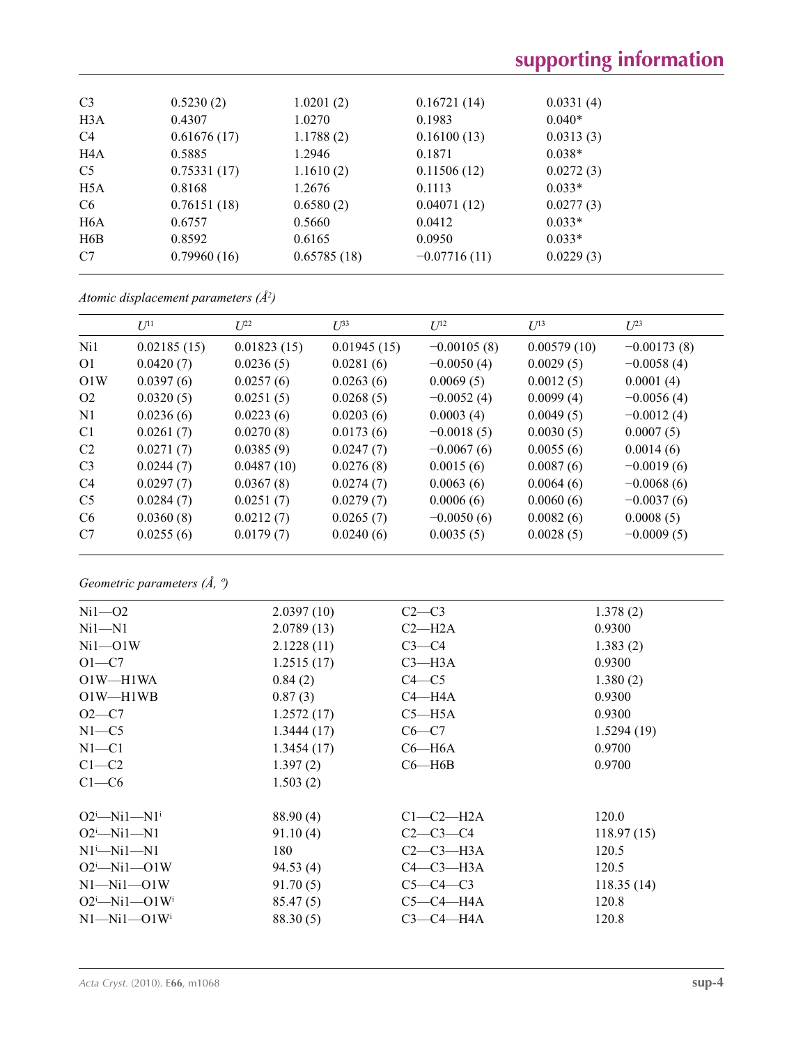| | | | | |
|---|---|---|---|---|
| C3 | 0.5230 (2) | 1.0201 (2) | 0.16721 (14) | 0.0331 (4) |
| H3A | 0.4307 | 1.0270 | 0.1983 | 0.040* |
| C4 | 0.61676 (17) | 1.1788 (2) | 0.16100 (13) | 0.0313 (3) |
| H4A | 0.5885 | 1.2946 | 0.1871 | 0.038* |
| C5 | 0.75331 (17) | 1.1610 (2) | 0.11506 (12) | 0.0272 (3) |
| H5A | 0.8168 | 1.2676 | 0.1113 | 0.033* |
| C6 | 0.76151 (18) | 0.6580 (2) | 0.04071 (12) | 0.0277 (3) |
| H6A | 0.6757 | 0.5660 | 0.0412 | 0.033* |
| H6B | 0.8592 | 0.6165 | 0.0950 | 0.033* |
| C7 | 0.79960 (16) | 0.65785 (18) | −0.07716 (11) | 0.0229 (3) |

*Atomic displacement parameters (Å²)*

| | $U^{11}$ | $U^{22}$ | $U^{33}$ | $U^{12}$ | $U^{13}$ | $U^{23}$ |
|---|---|---|---|---|---|---|
| Ni1 | 0.02185 (15) | 0.01823 (15) | 0.01945 (15) | −0.00105 (8) | 0.00579 (10) | −0.00173 (8) |
| O1 | 0.0420 (7) | 0.0236 (5) | 0.0281 (6) | −0.0050 (4) | 0.0029 (5) | −0.0058 (4) |
| O1W | 0.0397 (6) | 0.0257 (6) | 0.0263 (6) | 0.0069 (5) | 0.0012 (5) | 0.0001 (4) |
| O2 | 0.0320 (5) | 0.0251 (5) | 0.0268 (5) | −0.0052 (4) | 0.0099 (4) | −0.0056 (4) |
| N1 | 0.0236 (6) | 0.0223 (6) | 0.0203 (6) | 0.0003 (4) | 0.0049 (5) | −0.0012 (4) |
| C1 | 0.0261 (7) | 0.0270 (8) | 0.0173 (6) | −0.0018 (5) | 0.0030 (5) | 0.0007 (5) |
| C2 | 0.0271 (7) | 0.0385 (9) | 0.0247 (7) | −0.0067 (6) | 0.0055 (6) | 0.0014 (6) |
| C3 | 0.0244 (7) | 0.0487 (10) | 0.0276 (8) | 0.0015 (6) | 0.0087 (6) | −0.0019 (6) |
| C4 | 0.0297 (7) | 0.0367 (8) | 0.0274 (7) | 0.0063 (6) | 0.0064 (6) | −0.0068 (6) |
| C5 | 0.0284 (7) | 0.0251 (7) | 0.0279 (7) | 0.0006 (6) | 0.0060 (6) | −0.0037 (6) |
| C6 | 0.0360 (8) | 0.0212 (7) | 0.0265 (7) | −0.0050 (6) | 0.0082 (6) | 0.0008 (5) |
| C7 | 0.0255 (6) | 0.0179 (7) | 0.0240 (6) | 0.0035 (5) | 0.0028 (5) | −0.0009 (5) |

*Geometric parameters (Å, º)*

| | | | |
|---|---|---|---|
| Ni1—O2 | 2.0397 (10) | C2—C3 | 1.378 (2) |
| Ni1—N1 | 2.0789 (13) | C2—H2A | 0.9300 |
| Ni1—O1W | 2.1228 (11) | C3—C4 | 1.383 (2) |
| O1—C7 | 1.2515 (17) | C3—H3A | 0.9300 |
| O1W—H1WA | 0.84 (2) | C4—C5 | 1.380 (2) |
| O1W—H1WB | 0.87 (3) | C4—H4A | 0.9300 |
| O2—C7 | 1.2572 (17) | C5—H5A | 0.9300 |
| N1—C5 | 1.3444 (17) | C6—C7 | 1.5294 (19) |
| N1—C1 | 1.3454 (17) | C6—H6A | 0.9700 |
| C1—C2 | 1.397 (2) | C6—H6B | 0.9700 |
| C1—C6 | 1.503 (2) | | |
| | | | |
| O2ⁱ—Ni1—N1ⁱ | 88.90 (4) | C1—C2—H2A | 120.0 |
| O2ⁱ—Ni1—N1 | 91.10 (4) | C2—C3—C4 | 118.97 (15) |
| N1ⁱ—Ni1—N1 | 180 | C2—C3—H3A | 120.5 |
| O2ⁱ—Ni1—O1W | 94.53 (4) | C4—C3—H3A | 120.5 |
| N1—Ni1—O1W | 91.70 (5) | C5—C4—C3 | 118.35 (14) |
| O2ⁱ—Ni1—O1Wⁱ | 85.47 (5) | C5—C4—H4A | 120.8 |
| N1—Ni1—O1Wⁱ | 88.30 (5) | C3—C4—H4A | 120.8 |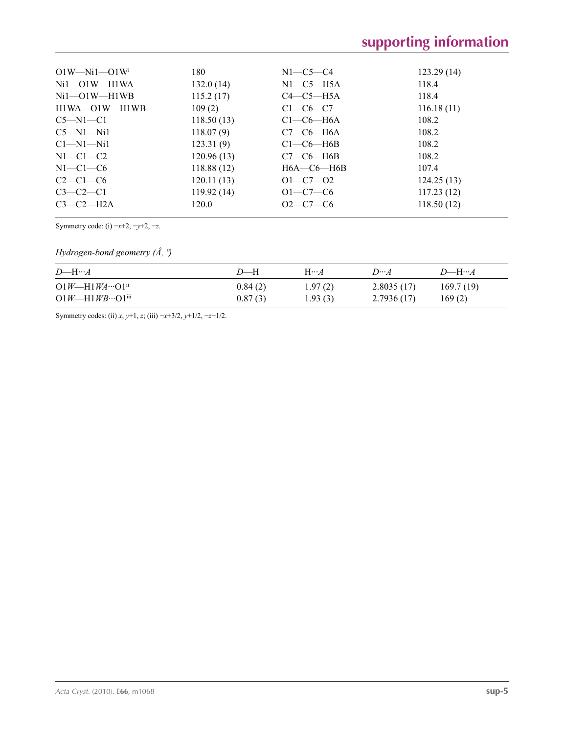| | | | |
|---|---|---|---|
| O1W—Ni1—O1W$^{i}$ | 180 | N1—C5—C4 | 123.29 (14) |
| Ni1—O1W—H1WA | 132.0 (14) | N1—C5—H5A | 118.4 |
| Ni1—O1W—H1WB | 115.2 (17) | C4—C5—H5A | 118.4 |
| H1WA—O1W—H1WB | 109 (2) | C1—C6—C7 | 116.18 (11) |
| C5—N1—C1 | 118.50 (13) | C1—C6—H6A | 108.2 |
| C5—N1—Ni1 | 118.07 (9) | C7—C6—H6A | 108.2 |
| C1—N1—Ni1 | 123.31 (9) | C1—C6—H6B | 108.2 |
| N1—C1—C2 | 120.96 (13) | C7—C6—H6B | 108.2 |
| N1—C1—C6 | 118.88 (12) | H6A—C6—H6B | 107.4 |
| C2—C1—C6 | 120.11 (13) | O1—C7—O2 | 124.25 (13) |
| C3—C2—C1 | 119.92 (14) | O1—C7—C6 | 117.23 (12) |
| C3—C2—H2A | 120.0 | O2—C7—C6 | 118.50 (12) |

Symmetry code: (i) $-x+2, -y+2, -z$.

*Hydrogen-bond geometry (Å, º)*

| *D*—H···*A* | *D*—H | H···*A* | *D*···*A* | *D*—H···*A* |
|---|---|---|---|---|
| O1*W*—H1*WA*···O1$^{ii}$ | 0.84 (2) | 1.97 (2) | 2.8035 (17) | 169.7 (19) |
| O1*W*—H1*WB*···O1$^{iii}$ | 0.87 (3) | 1.93 (3) | 2.7936 (17) | 169 (2) |

Symmetry codes: (ii) $x, y+1, z$; (iii) $-x+3/2, y+1/2, -z-1/2$.